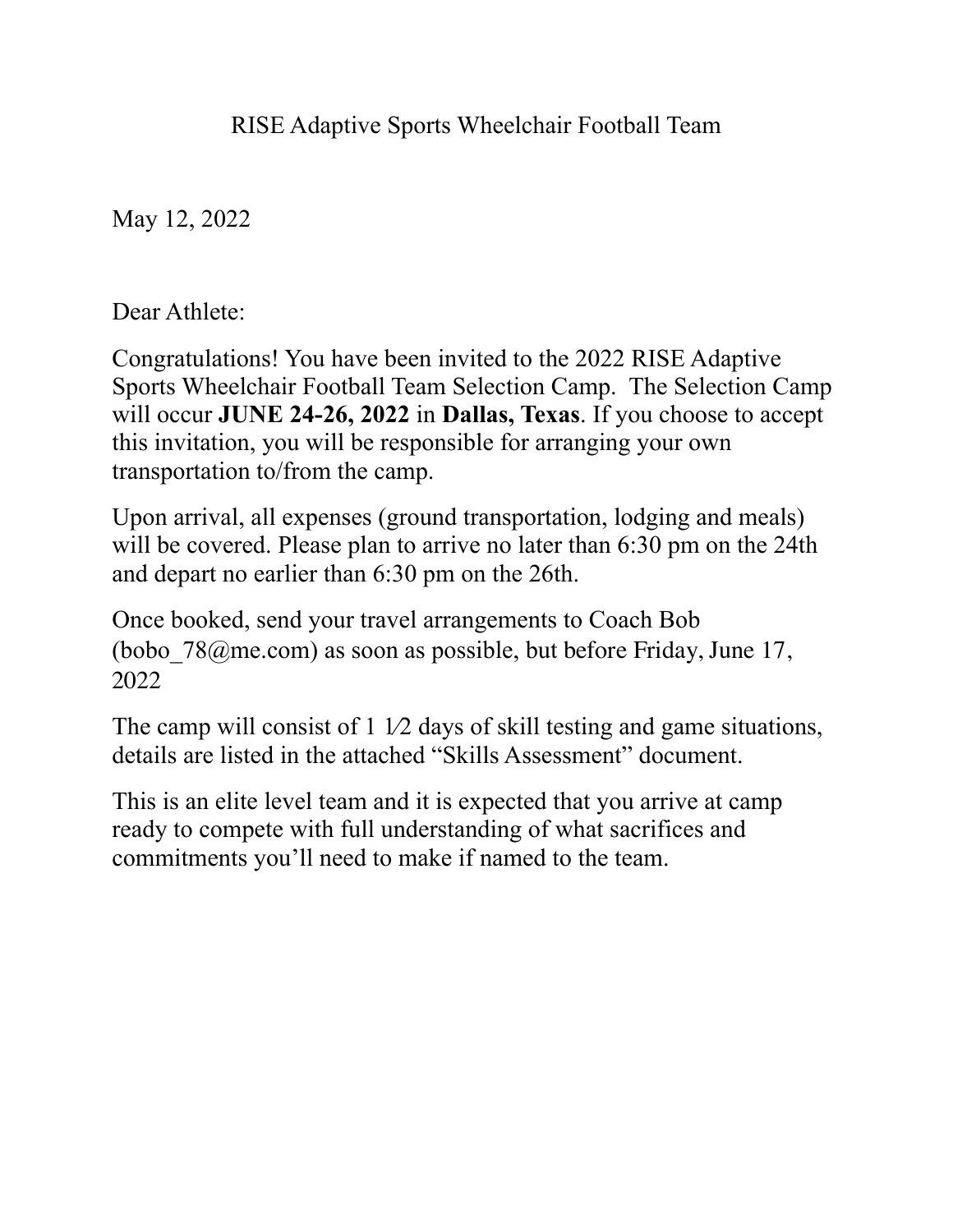# RISE Adaptive Sports Wheelchair Football Team

May 12, 2022

Dear Athlete:

Congratulations! You have been invited to the 2022 RISE Adaptive Sports Wheelchair Football Team Selection Camp. The Selection Camp will occur **JUNE 24-26, 2022** in **Dallas, Texas**. If you choose to accept this invitation, you will be responsible for arranging your own transportation to/from the camp.

Upon arrival, all expenses (ground transportation, lodging and meals) will be covered. Please plan to arrive no later than 6:30 pm on the 24th and depart no earlier than 6:30 pm on the 26th.

Once booked, send your travel arrangements to Coach Bob (bobo_78@me.com) as soon as possible, but before Friday, June 17, 2022

The camp will consist of 1 1⁄2 days of skill testing and game situations, details are listed in the attached "Skills Assessment" document.

This is an elite level team and it is expected that you arrive at camp ready to compete with full understanding of what sacrifices and commitments you'll need to make if named to the team.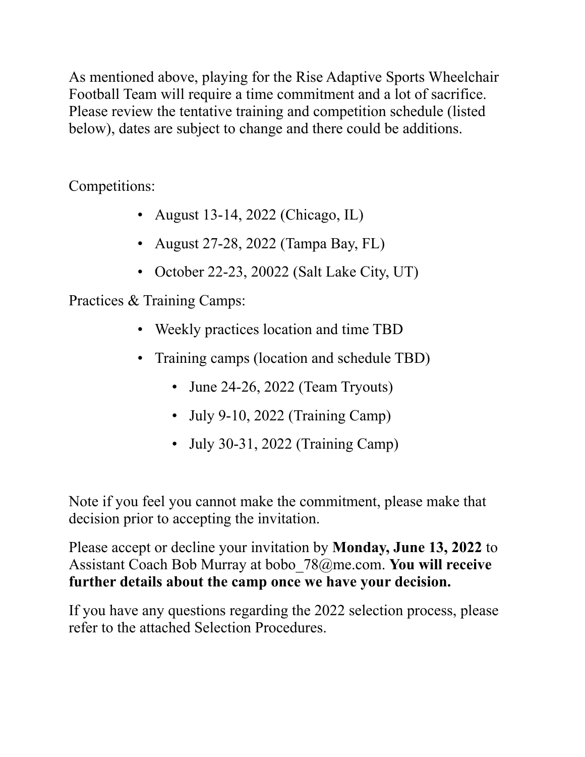As mentioned above, playing for the Rise Adaptive Sports Wheelchair Football Team will require a time commitment and a lot of sacrifice. Please review the tentative training and competition schedule (listed below), dates are subject to change and there could be additions.

Competitions:

- August 13-14, 2022 (Chicago, IL)
- August 27-28, 2022 (Tampa Bay, FL)
- October 22-23, 20022 (Salt Lake City, UT)

Practices & Training Camps:

- Weekly practices location and time TBD
- Training camps (location and schedule TBD)
  - June 24-26, 2022 (Team Tryouts)
  - July 9-10, 2022 (Training Camp)
  - July 30-31, 2022 (Training Camp)

Note if you feel you cannot make the commitment, please make that decision prior to accepting the invitation.

Please accept or decline your invitation by **Monday, June 13, 2022** to Assistant Coach Bob Murray at bobo_78@me.com. **You will receive further details about the camp once we have your decision.**

If you have any questions regarding the 2022 selection process, please refer to the attached Selection Procedures.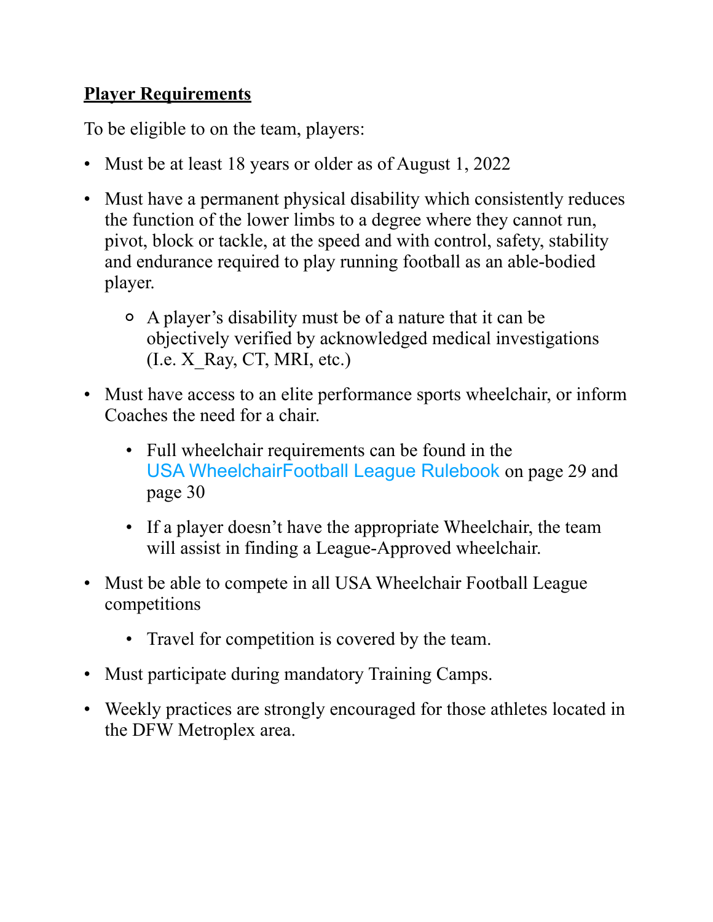**<u>Player Requirements</u>**

To be eligible to on the team, players:

- Must be at least 18 years or older as of August 1, 2022
- Must have a permanent physical disability which consistently reduces the function of the lower limbs to a degree where they cannot run, pivot, block or tackle, at the speed and with control, safety, stability and endurance required to play running football as an able-bodied player.
    - A player's disability must be of a nature that it can be objectively verified by acknowledged medical investigations (I.e. X_Ray, CT, MRI, etc.)
- Must have access to an elite performance sports wheelchair, or inform Coaches the need for a chair.
    - Full wheelchair requirements can be found in the USA WheelchairFootball League Rulebook on page 29 and page 30
    - If a player doesn't have the appropriate Wheelchair, the team will assist in finding a League-Approved wheelchair.
- Must be able to compete in all USA Wheelchair Football League competitions
    - Travel for competition is covered by the team.
- Must participate during mandatory Training Camps.
- Weekly practices are strongly encouraged for those athletes located in the DFW Metroplex area.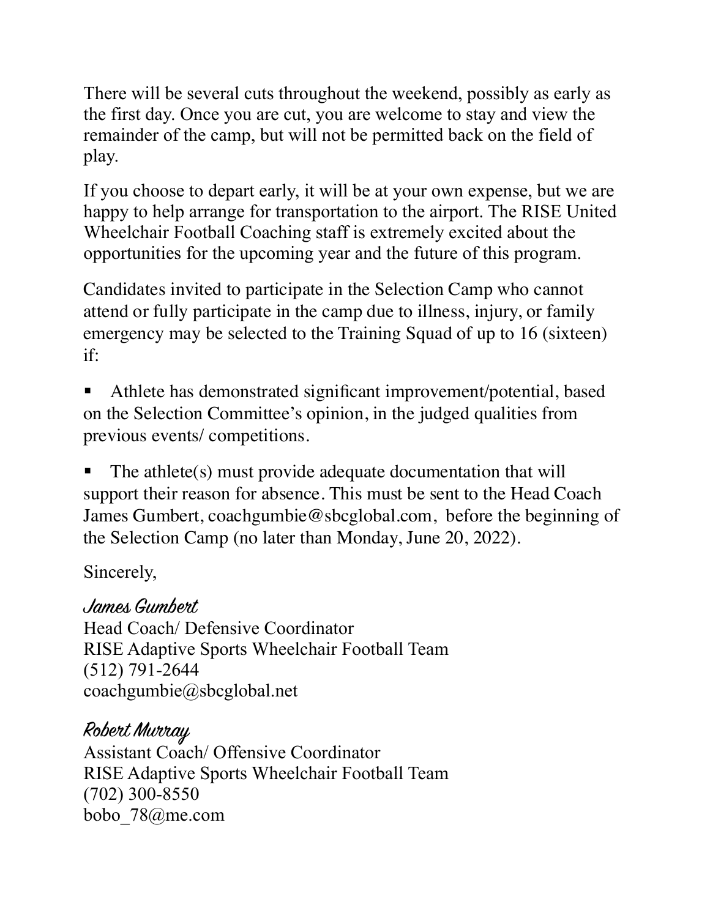There will be several cuts throughout the weekend, possibly as early as the first day. Once you are cut, you are welcome to stay and view the remainder of the camp, but will not be permitted back on the field of play.

If you choose to depart early, it will be at your own expense, but we are happy to help arrange for transportation to the airport. The RISE United Wheelchair Football Coaching staff is extremely excited about the opportunities for the upcoming year and the future of this program.

Candidates invited to participate in the Selection Camp who cannot attend or fully participate in the camp due to illness, injury, or family emergency may be selected to the Training Squad of up to 16 (sixteen) if:

- Athlete has demonstrated significant improvement/potential, based on the Selection Committee's opinion, in the judged qualities from previous events/ competitions.

- The athlete(s) must provide adequate documentation that will support their reason for absence. This must be sent to the Head Coach James Gumbert, coachgumbie@sbcglobal.com, before the beginning of the Selection Camp (no later than Monday, June 20, 2022).

Sincerely,

*James Gumbert*
Head Coach/ Defensive Coordinator
RISE Adaptive Sports Wheelchair Football Team
(512) 791-2644
coachgumbie@sbcglobal.net

*Robert Murray*
Assistant Coach/ Offensive Coordinator
RISE Adaptive Sports Wheelchair Football Team
(702) 300-8550
bobo_78@me.com